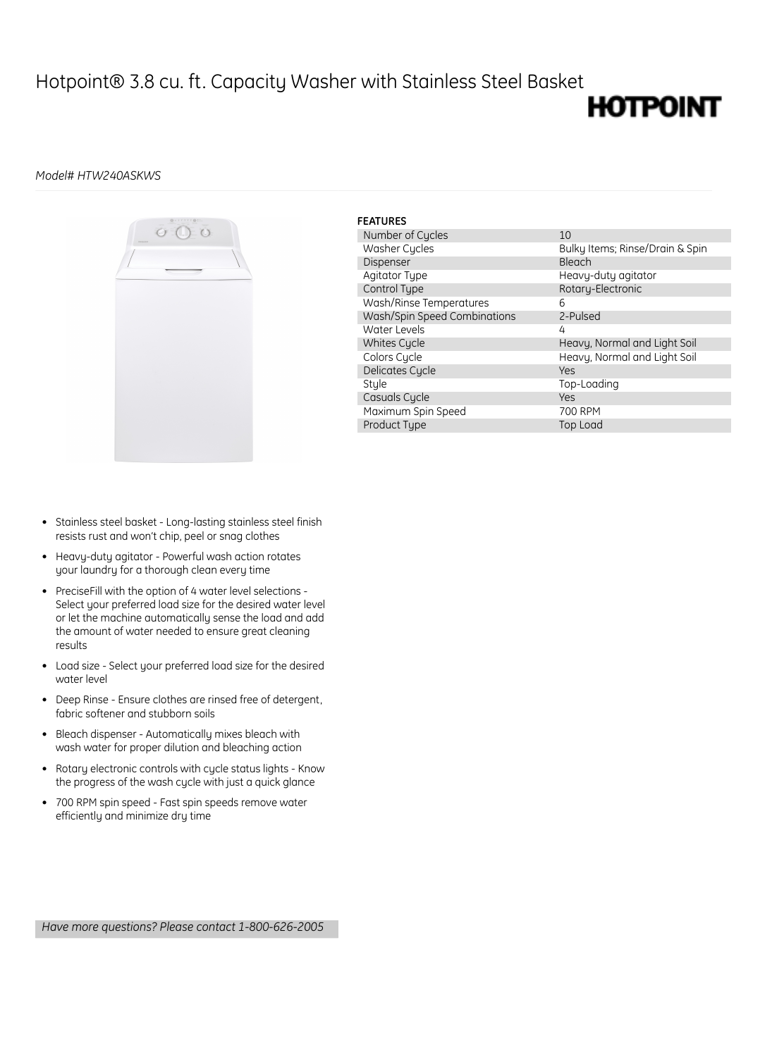# Hotpoint® 3.8 cu. ft. Capacity Washer with Stainless Steel Basket

HOTPOINT

*Model# HTW240ASKWS*

**FEATURES**

| | |
|---|---|
| Number of Cycles | 10 |
| Washer Cycles | Bulky Items; Rinse/Drain & Spin |
| Dispenser | Bleach |
| Agitator Type | Heavy-duty agitator |
| Control Type | Rotary-Electronic |
| Wash/Rinse Temperatures | 6 |
| Wash/Spin Speed Combinations | 2-Pulsed |
| Water Levels | 4 |
| Whites Cycle | Heavy, Normal and Light Soil |
| Colors Cycle | Heavy, Normal and Light Soil |
| Delicates Cycle | Yes |
| Style | Top-Loading |
| Casuals Cycle | Yes |
| Maximum Spin Speed | 700 RPM |
| Product Type | Top Load |

- Stainless steel basket - Long-lasting stainless steel finish resists rust and won't chip, peel or snag clothes
- Heavy-duty agitator - Powerful wash action rotates your laundry for a thorough clean every time
- PreciseFill with the option of 4 water level selections - Select your preferred load size for the desired water level or let the machine automatically sense the load and add the amount of water needed to ensure great cleaning results
- Load size - Select your preferred load size for the desired water level
- Deep Rinse - Ensure clothes are rinsed free of detergent, fabric softener and stubborn soils
- Bleach dispenser - Automatically mixes bleach with wash water for proper dilution and bleaching action
- Rotary electronic controls with cycle status lights - Know the progress of the wash cycle with just a quick glance
- 700 RPM spin speed - Fast spin speeds remove water efficiently and minimize dry time

*Have more questions? Please contact 1-800-626-2005*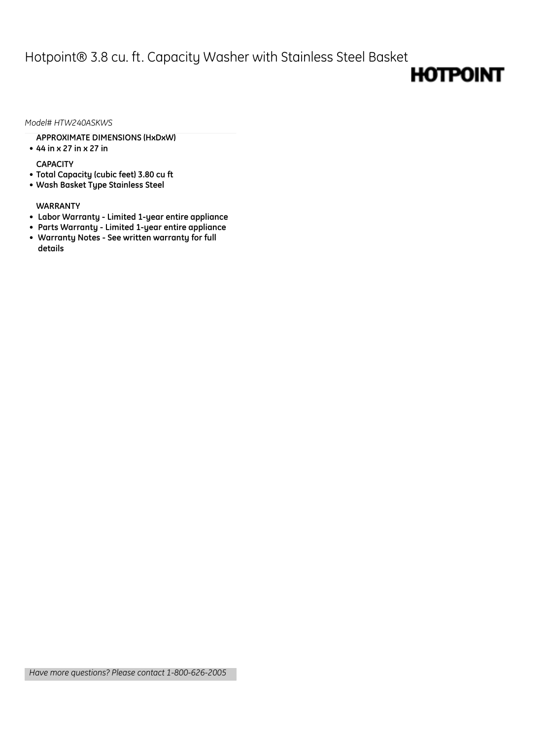# Hotpoint® 3.8 cu. ft. Capacity Washer with Stainless Steel Basket

**HOTPOINT**

*Model# HTW240ASKWS*

**APPROXIMATE DIMENSIONS (HxDxW)**

- **44 in x 27 in x 27 in**

**CAPACITY**

- **Total Capacity (cubic feet) 3.80 cu ft**
- **Wash Basket Type Stainless Steel**

**WARRANTY**

- **Labor Warranty - Limited 1-year entire appliance**
- **Parts Warranty - Limited 1-year entire appliance**
- **Warranty Notes - See written warranty for full details**

*Have more questions? Please contact 1-800-626-2005*